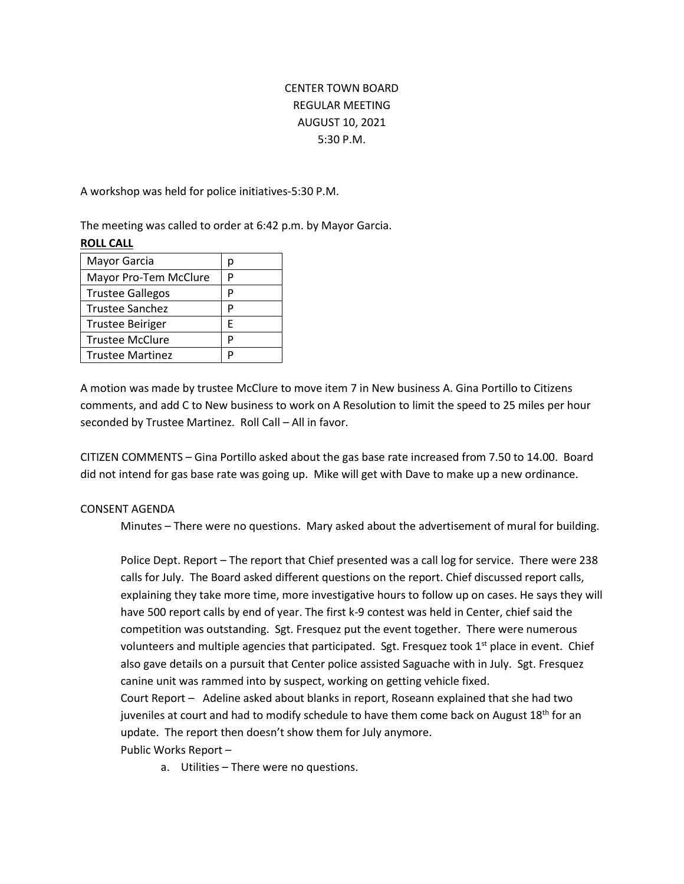CENTER TOWN BOARD
REGULAR MEETING
AUGUST 10, 2021
5:30 P.M.

A workshop was held for police initiatives-5:30 P.M.

The meeting was called to order at 6:42 p.m. by Mayor Garcia.

**ROLL CALL**

| | |
|---|---|
| Mayor Garcia | p |
| Mayor Pro-Tem McClure | P |
| Trustee Gallegos | P |
| Trustee Sanchez | P |
| Trustee Beiriger | E |
| Trustee McClure | P |
| Trustee Martinez | P |

A motion was made by trustee McClure to move item 7 in New business A. Gina Portillo to Citizens comments, and add C to New business to work on A Resolution to limit the speed to 25 miles per hour seconded by Trustee Martinez. Roll Call – All in favor.

CITIZEN COMMENTS – Gina Portillo asked about the gas base rate increased from 7.50 to 14.00. Board did not intend for gas base rate was going up. Mike will get with Dave to make up a new ordinance.

CONSENT AGENDA

Minutes – There were no questions. Mary asked about the advertisement of mural for building.

Police Dept. Report – The report that Chief presented was a call log for service. There were 238 calls for July. The Board asked different questions on the report. Chief discussed report calls, explaining they take more time, more investigative hours to follow up on cases. He says they will have 500 report calls by end of year. The first k-9 contest was held in Center, chief said the competition was outstanding. Sgt. Fresquez put the event together. There were numerous volunteers and multiple agencies that participated. Sgt. Fresquez took 1st place in event. Chief also gave details on a pursuit that Center police assisted Saguache with in July. Sgt. Fresquez canine unit was rammed into by suspect, working on getting vehicle fixed.

Court Report – Adeline asked about blanks in report, Roseann explained that she had two juveniles at court and had to modify schedule to have them come back on August 18th for an update. The report then doesn't show them for July anymore.

Public Works Report –

a. Utilities – There were no questions.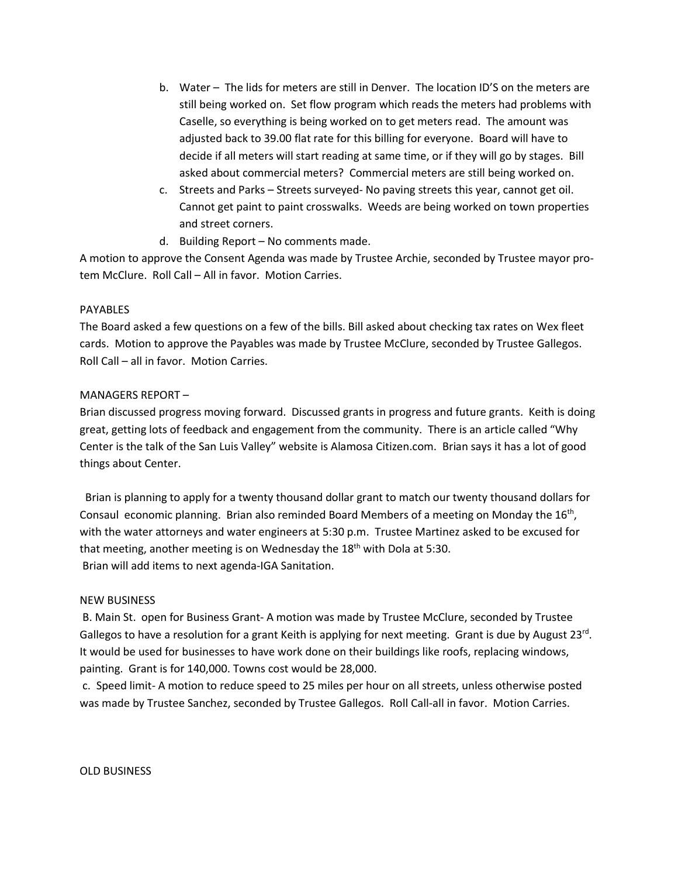b. Water – The lids for meters are still in Denver. The location ID'S on the meters are still being worked on. Set flow program which reads the meters had problems with Caselle, so everything is being worked on to get meters read. The amount was adjusted back to 39.00 flat rate for this billing for everyone. Board will have to decide if all meters will start reading at same time, or if they will go by stages. Bill asked about commercial meters? Commercial meters are still being worked on.

c. Streets and Parks – Streets surveyed- No paving streets this year, cannot get oil. Cannot get paint to paint crosswalks. Weeds are being worked on town properties and street corners.

d. Building Report – No comments made.

A motion to approve the Consent Agenda was made by Trustee Archie, seconded by Trustee mayor pro-tem McClure. Roll Call – All in favor. Motion Carries.

PAYABLES

The Board asked a few questions on a few of the bills. Bill asked about checking tax rates on Wex fleet cards. Motion to approve the Payables was made by Trustee McClure, seconded by Trustee Gallegos. Roll Call – all in favor. Motion Carries.

MANAGERS REPORT –

Brian discussed progress moving forward. Discussed grants in progress and future grants. Keith is doing great, getting lots of feedback and engagement from the community. There is an article called "Why Center is the talk of the San Luis Valley" website is Alamosa Citizen.com. Brian says it has a lot of good things about Center.

Brian is planning to apply for a twenty thousand dollar grant to match our twenty thousand dollars for Consaul economic planning. Brian also reminded Board Members of a meeting on Monday the 16th, with the water attorneys and water engineers at 5:30 p.m. Trustee Martinez asked to be excused for that meeting, another meeting is on Wednesday the 18th with Dola at 5:30.

Brian will add items to next agenda-IGA Sanitation.

NEW BUSINESS

B. Main St. open for Business Grant- A motion was made by Trustee McClure, seconded by Trustee Gallegos to have a resolution for a grant Keith is applying for next meeting. Grant is due by August 23rd. It would be used for businesses to have work done on their buildings like roofs, replacing windows, painting. Grant is for 140,000. Towns cost would be 28,000.

c. Speed limit- A motion to reduce speed to 25 miles per hour on all streets, unless otherwise posted was made by Trustee Sanchez, seconded by Trustee Gallegos. Roll Call-all in favor. Motion Carries.

OLD BUSINESS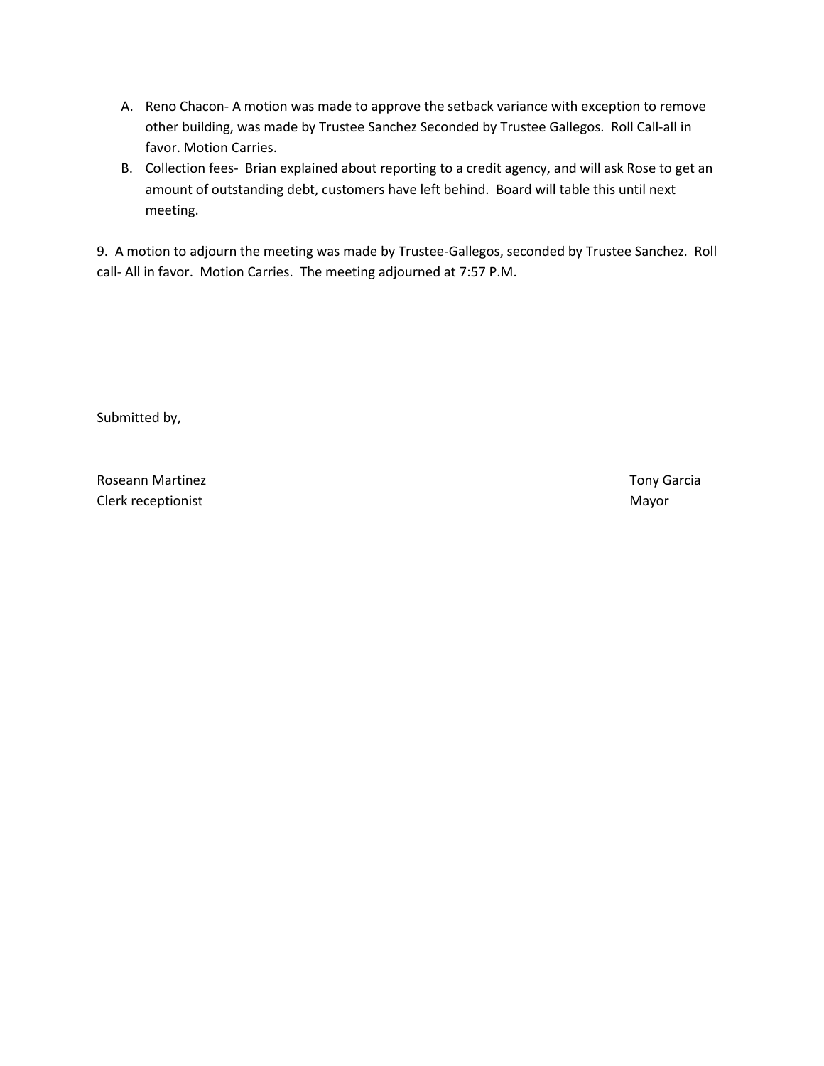A. Reno Chacon- A motion was made to approve the setback variance with exception to remove other building, was made by Trustee Sanchez Seconded by Trustee Gallegos. Roll Call-all in favor. Motion Carries.
B. Collection fees- Brian explained about reporting to a credit agency, and will ask Rose to get an amount of outstanding debt, customers have left behind. Board will table this until next meeting.

9. A motion to adjourn the meeting was made by Trustee-Gallegos, seconded by Trustee Sanchez. Roll call- All in favor. Motion Carries. The meeting adjourned at 7:57 P.M.

Submitted by,

Roseann Martinez
Clerk receptionist

Tony Garcia
Mayor